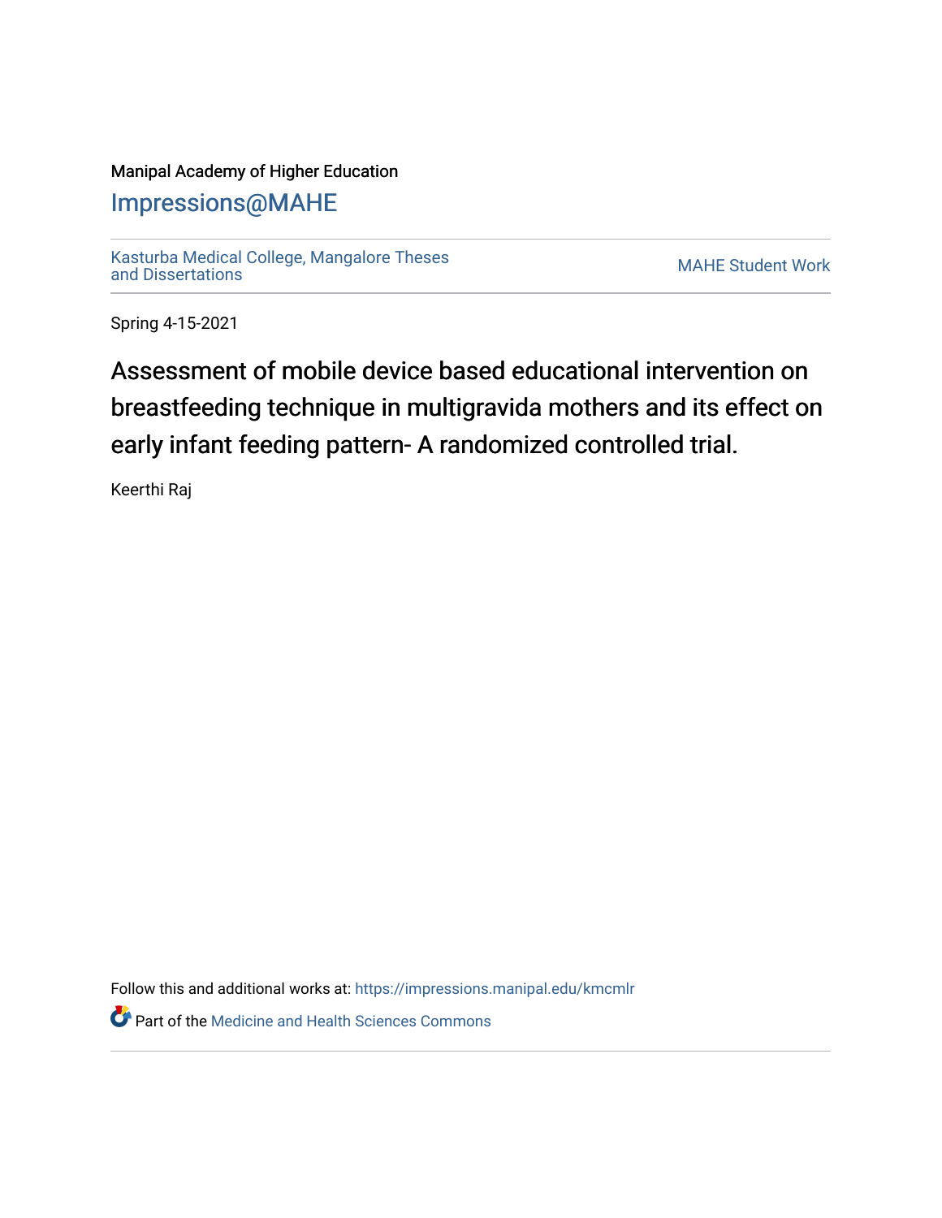Manipal Academy of Higher Education

# Impressions@MAHE

Kasturba Medical College, Mangalore Theses and Dissertations

MAHE Student Work

Spring 4-15-2021

# Assessment of mobile device based educational intervention on breastfeeding technique in multigravida mothers and its effect on early infant feeding pattern- A randomized controlled trial.

Keerthi Raj

Follow this and additional works at: https://impressions.manipal.edu/kmcmlr

Part of the Medicine and Health Sciences Commons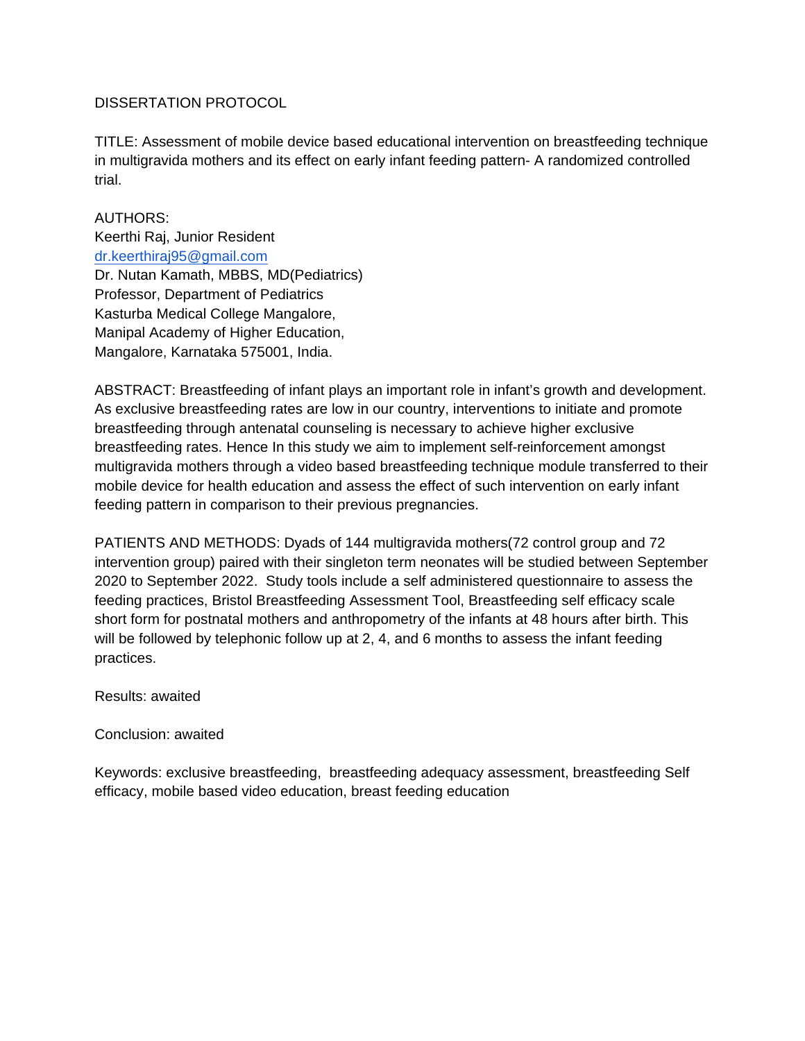DISSERTATION PROTOCOL

TITLE: Assessment of mobile device based educational intervention on breastfeeding technique in multigravida mothers and its effect on early infant feeding pattern- A randomized controlled trial.

AUTHORS:
Keerthi Raj, Junior Resident
dr.keerthiraj95@gmail.com
Dr. Nutan Kamath, MBBS, MD(Pediatrics)
Professor, Department of Pediatrics
Kasturba Medical College Mangalore,
Manipal Academy of Higher Education,
Mangalore, Karnataka 575001, India.

ABSTRACT: Breastfeeding of infant plays an important role in infant's growth and development. As exclusive breastfeeding rates are low in our country, interventions to initiate and promote breastfeeding through antenatal counseling is necessary to achieve higher exclusive breastfeeding rates. Hence In this study we aim to implement self-reinforcement amongst multigravida mothers through a video based breastfeeding technique module transferred to their mobile device for health education and assess the effect of such intervention on early infant feeding pattern in comparison to their previous pregnancies.

PATIENTS AND METHODS: Dyads of 144 multigravida mothers(72 control group and 72 intervention group) paired with their singleton term neonates will be studied between September 2020 to September 2022. Study tools include a self administered questionnaire to assess the feeding practices, Bristol Breastfeeding Assessment Tool, Breastfeeding self efficacy scale short form for postnatal mothers and anthropometry of the infants at 48 hours after birth. This will be followed by telephonic follow up at 2, 4, and 6 months to assess the infant feeding practices.

Results: awaited

Conclusion: awaited

Keywords: exclusive breastfeeding, breastfeeding adequacy assessment, breastfeeding Self efficacy, mobile based video education, breast feeding education